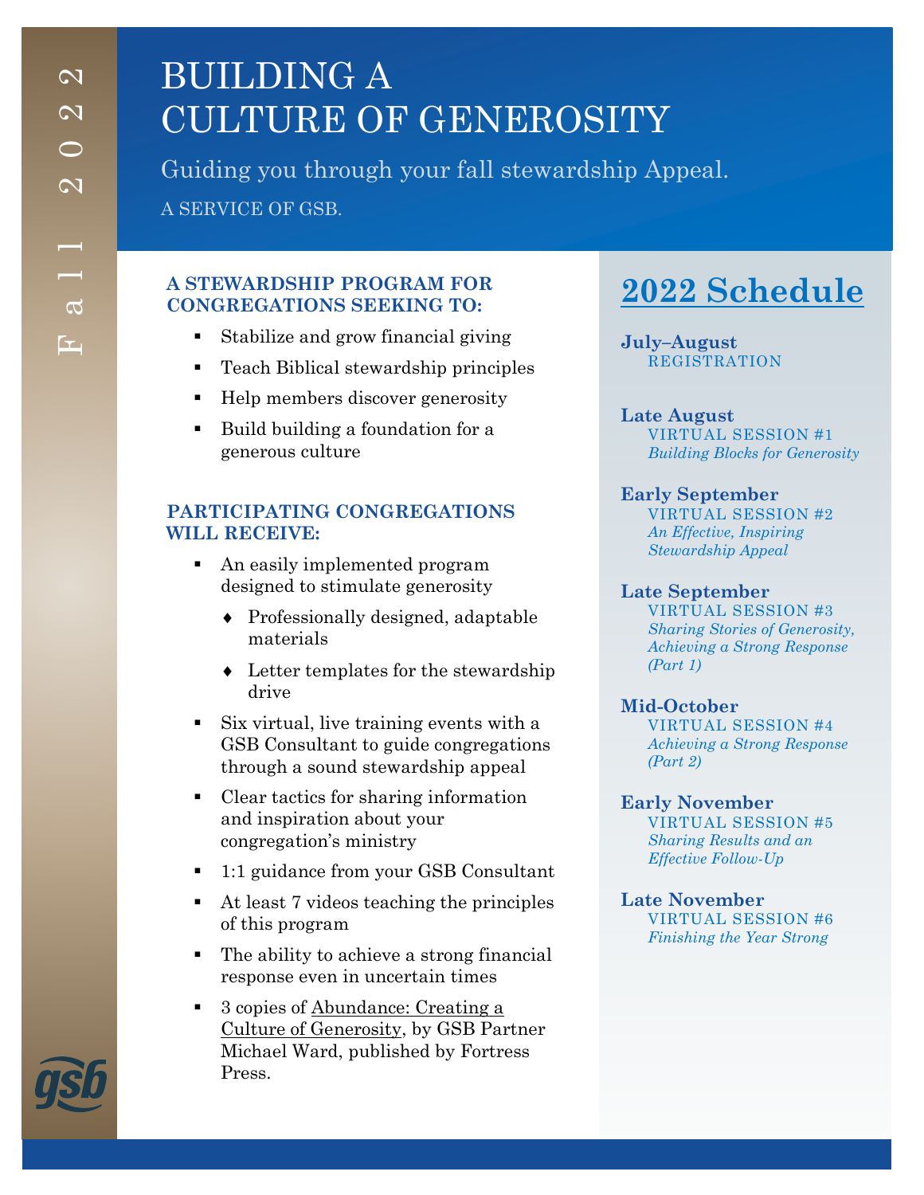Fall 2022

# BUILDING A CULTURE OF GENEROSITY

Guiding you through your fall stewardship Appeal.

A SERVICE OF GSB.

### A STEWARDSHIP PROGRAM FOR CONGREGATIONS SEEKING TO:

- Stabilize and grow financial giving
- Teach Biblical stewardship principles
- Help members discover generosity
- Build building a foundation for a generous culture

### PARTICIPATING CONGREGATIONS WILL RECEIVE:

- An easily implemented program designed to stimulate generosity
  - Professionally designed, adaptable materials
  - Letter templates for the stewardship drive
- Six virtual, live training events with a GSB Consultant to guide congregations through a sound stewardship appeal
- Clear tactics for sharing information and inspiration about your congregation's ministry
- 1:1 guidance from your GSB Consultant
- At least 7 videos teaching the principles of this program
- The ability to achieve a strong financial response even in uncertain times
- 3 copies of Abundance: Creating a Culture of Generosity, by GSB Partner Michael Ward, published by Fortress Press.

## 2022 Schedule

**July–August**
REGISTRATION

**Late August**
VIRTUAL SESSION #1
*Building Blocks for Generosity*

**Early September**
VIRTUAL SESSION #2
*An Effective, Inspiring Stewardship Appeal*

**Late September**
VIRTUAL SESSION #3
*Sharing Stories of Generosity, Achieving a Strong Response (Part 1)*

**Mid-October**
VIRTUAL SESSION #4
*Achieving a Strong Response (Part 2)*

**Early November**
VIRTUAL SESSION #5
*Sharing Results and an Effective Follow-Up*

**Late November**
VIRTUAL SESSION #6
*Finishing the Year Strong*

gsb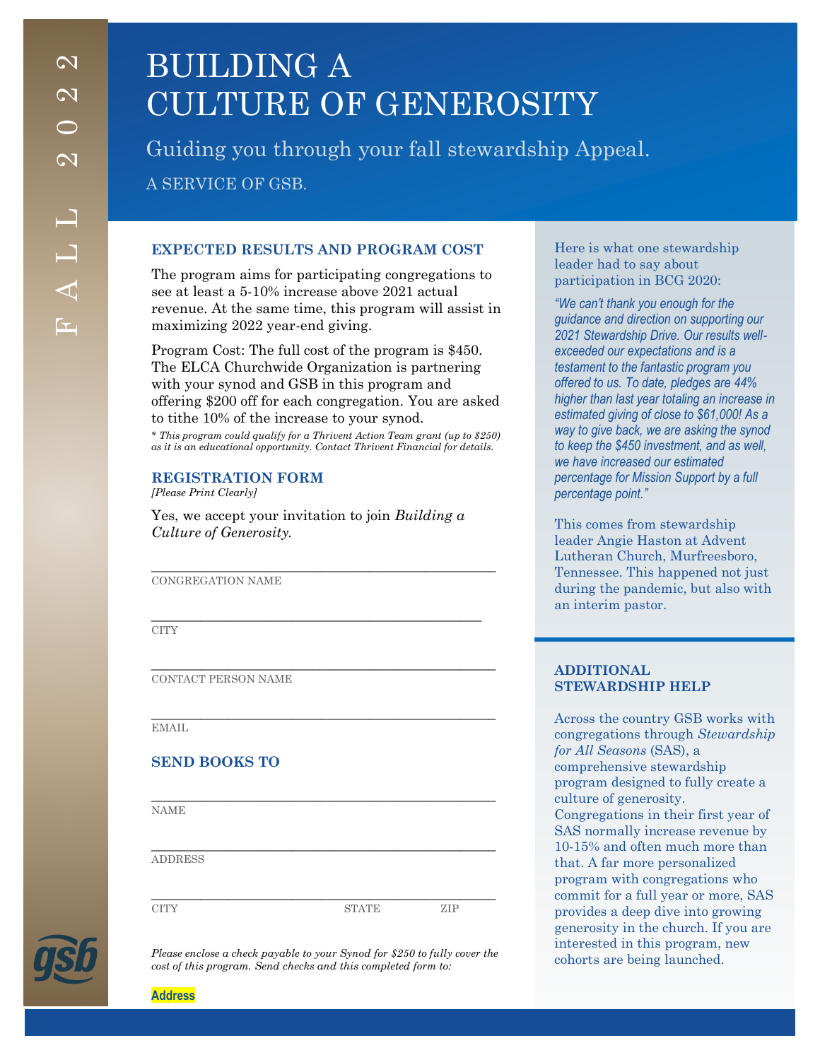# BUILDING A CULTURE OF GENEROSITY

Guiding you through your fall stewardship Appeal.

A SERVICE OF GSB.

FALL 2022

## EXPECTED RESULTS AND PROGRAM COST

The program aims for participating congregations to see at least a 5-10% increase above 2021 actual revenue. At the same time, this program will assist in maximizing 2022 year-end giving.

Program Cost: The full cost of the program is $450. The ELCA Churchwide Organization is partnering with your synod and GSB in this program and offering $200 off for each congregation. You are asked to tithe the 10% of the increase to your synod.

*\* This program could qualify for a Thrivent Action Team grant (up to $250) as it is an educational opportunity. Contact Thrivent Financial for details.*

## REGISTRATION FORM

*[Please Print Clearly]*

Yes, we accept your invitation to join *Building a Culture of Generosity.*

______________________________________________
CONGREGATION NAME

______________________________________________
CITY

______________________________________________
CONTACT PERSON NAME

______________________________________________
EMAIL

## SEND BOOKS TO

______________________________________________
NAME

______________________________________________
ADDRESS

______________________________________________
CITY STATE ZIP

*Please enclose a check payable to your Synod for $250 to fully cover the cost of this program. Send checks and this completed form to:*

**Address**

Here is what one stewardship leader had to say about participation in BCG 2020:

*"We can't thank you enough for the guidance and direction on supporting our 2021 Stewardship Drive. Our results well-exceeded our expectations and is a testament to the fantastic program you offered to us. To date, pledges are 44% higher than last year totaling an increase in estimated giving of close to $61,000! As a way to give back, we are asking the synod to keep the $450 investment, and as well, we have increased our estimated percentage for Mission Support by a full percentage point."*

This comes from stewardship leader Angie Haston at Advent Lutheran Church, Murfreesboro, Tennessee. This happened not just during the pandemic, but also with an interim pastor.

## ADDITIONAL STEWARDSHIP HELP

Across the country GSB works with congregations through *Stewardship for All Seasons* (SAS), a comprehensive stewardship program designed to fully create a culture of generosity. Congregations in their first year of SAS normally increase revenue by 10-15% and often much more than that. A far more personalized program with congregations who commit for a full year or more, SAS provides a deep dive into growing generosity in the church. If you are interested in this program, new cohorts are being launched.

gsb